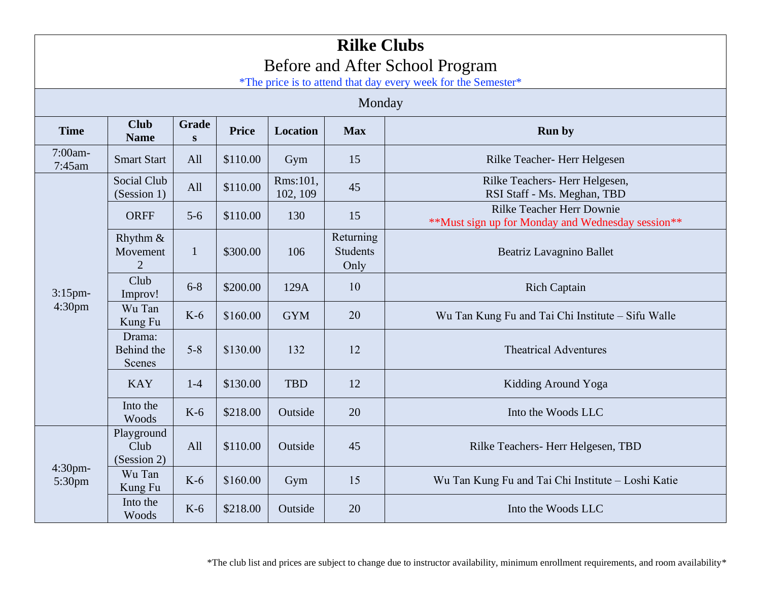# Rilke Clubs

## Before and After School Program

*The price is to attend that day every week for the Semester*

| Monday | | | | | | |
|---|---|---|---|---|---|---|
| **Time** | **Club Name** | **Grades** | **Price** | **Location** | **Max** | **Run by** |
| 7:00am-7:45am | Smart Start | All | $110.00 | Gym | 15 | Rilke Teacher- Herr Helgesen |
| 3:15pm-4:30pm | Social Club (Session 1) | All | $110.00 | Rms:101, 102, 109 | 45 | Rilke Teachers- Herr Helgesen, RSI Staff - Ms. Meghan, TBD |
| | ORFF | 5-6 | $110.00 | 130 | 15 | Rilke Teacher Herr Downie **Must sign up for Monday and Wednesday session** |
| | Rhythm & Movement 2 | 1 | $300.00 | 106 | Returning Students Only | Beatriz Lavagnino Ballet |
| | Club Improv! | 6-8 | $200.00 | 129A | 10 | Rich Captain |
| | Wu Tan Kung Fu | K-6 | $160.00 | GYM | 20 | Wu Tan Kung Fu and Tai Chi Institute – Sifu Walle |
| | Drama: Behind the Scenes | 5-8 | $130.00 | 132 | 12 | Theatrical Adventures |
| | KAY | 1-4 | $130.00 | TBD | 12 | Kidding Around Yoga |
| | Into the Woods | K-6 | $218.00 | Outside | 20 | Into the Woods LLC |
| 4:30pm-5:30pm | Playground Club (Session 2) | All | $110.00 | Outside | 45 | Rilke Teachers- Herr Helgesen, TBD |
| | Wu Tan Kung Fu | K-6 | $160.00 | Gym | 15 | Wu Tan Kung Fu and Tai Chi Institute – Loshi Katie |
| | Into the Woods | K-6 | $218.00 | Outside | 20 | Into the Woods LLC |

*The club list and prices are subject to change due to instructor availability, minimum enrollment requirements, and room availability*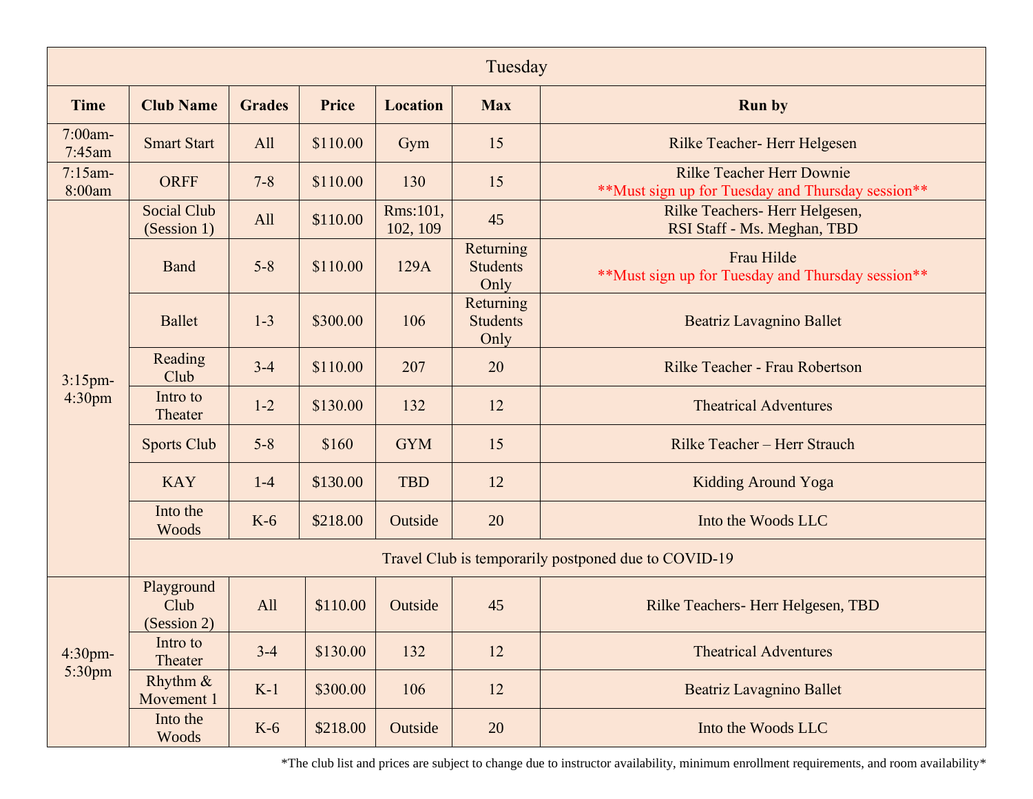| Tuesday | | | | | | |
|---|---|---|---|---|---|---|
| **Time** | **Club Name** | **Grades** | **Price** | **Location** | **Max** | **Run by** |
| 7:00am-7:45am | Smart Start | All | $110.00 | Gym | 15 | Rilke Teacher- Herr Helgesen |
| 7:15am-8:00am | ORFF | 7-8 | $110.00 | 130 | 15 | Rilke Teacher Herr Downie **Must sign up for Tuesday and Thursday session** |
| 3:15pm-4:30pm | Social Club (Session 1) | All | $110.00 | Rms:101, 102, 109 | 45 | Rilke Teachers- Herr Helgesen, RSI Staff - Ms. Meghan, TBD |
| | Band | 5-8 | $110.00 | 129A | Returning Students Only | Frau Hilde **Must sign up for Tuesday and Thursday session** |
| | Ballet | 1-3 | $300.00 | 106 | Returning Students Only | Beatriz Lavagnino Ballet |
| | Reading Club | 3-4 | $110.00 | 207 | 20 | Rilke Teacher - Frau Robertson |
| | Intro to Theater | 1-2 | $130.00 | 132 | 12 | Theatrical Adventures |
| | Sports Club | 5-8 | $160 | GYM | 15 | Rilke Teacher – Herr Strauch |
| | KAY | 1-4 | $130.00 | TBD | 12 | Kidding Around Yoga |
| | Into the Woods | K-6 | $218.00 | Outside | 20 | Into the Woods LLC |
| | Travel Club is temporarily postponed due to COVID-19 | | | | | |
| 4:30pm-5:30pm | Playground Club (Session 2) | All | $110.00 | Outside | 45 | Rilke Teachers- Herr Helgesen, TBD |
| | Intro to Theater | 3-4 | $130.00 | 132 | 12 | Theatrical Adventures |
| | Rhythm & Movement 1 | K-1 | $300.00 | 106 | 12 | Beatriz Lavagnino Ballet |
| | Into the Woods | K-6 | $218.00 | Outside | 20 | Into the Woods LLC |

*The club list and prices are subject to change due to instructor availability, minimum enrollment requirements, and room availability*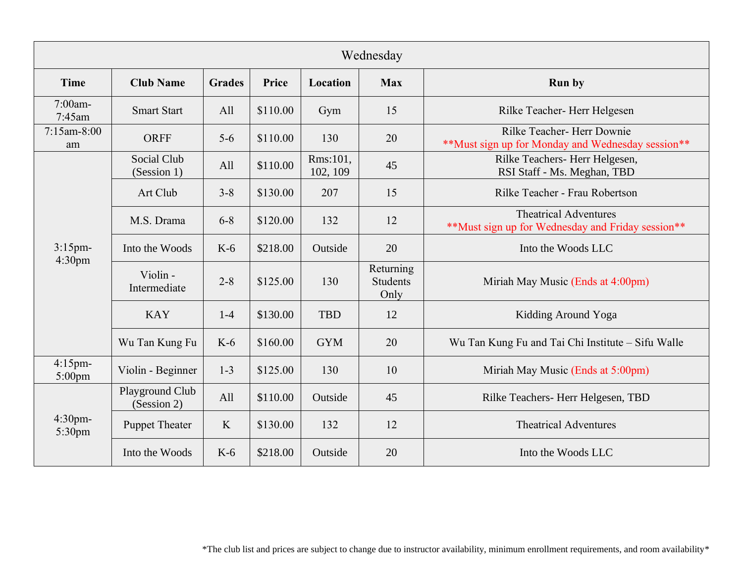| Wednesday | | | | | | |
|---|---|---|---|---|---|---|
| **Time** | **Club Name** | **Grades** | **Price** | **Location** | **Max** | **Run by** |
| 7:00am-7:45am | Smart Start | All | $110.00 | Gym | 15 | Rilke Teacher- Herr Helgesen |
| 7:15am-8:00 am | ORFF | 5-6 | $110.00 | 130 | 20 | Rilke Teacher- Herr Downie **Must sign up for Monday and Wednesday session** |
| 3:15pm-4:30pm | Social Club (Session 1) | All | $110.00 | Rms:101, 102, 109 | 45 | Rilke Teachers- Herr Helgesen, RSI Staff - Ms. Meghan, TBD |
| | Art Club | 3-8 | $130.00 | 207 | 15 | Rilke Teacher - Frau Robertson |
| | M.S. Drama | 6-8 | $120.00 | 132 | 12 | Theatrical Adventures **Must sign up for Wednesday and Friday session** |
| | Into the Woods | K-6 | $218.00 | Outside | 20 | Into the Woods LLC |
| | Violin - Intermediate | 2-8 | $125.00 | 130 | Returning Students Only | Miriah May Music (Ends at 4:00pm) |
| | KAY | 1-4 | $130.00 | TBD | 12 | Kidding Around Yoga |
| | Wu Tan Kung Fu | K-6 | $160.00 | GYM | 20 | Wu Tan Kung Fu and Tai Chi Institute – Sifu Walle |
| 4:15pm-5:00pm | Violin - Beginner | 1-3 | $125.00 | 130 | 10 | Miriah May Music (Ends at 5:00pm) |
| 4:30pm-5:30pm | Playground Club (Session 2) | All | $110.00 | Outside | 45 | Rilke Teachers- Herr Helgesen, TBD |
| | Puppet Theater | K | $130.00 | 132 | 12 | Theatrical Adventures |
| | Into the Woods | K-6 | $218.00 | Outside | 20 | Into the Woods LLC |

*The club list and prices are subject to change due to instructor availability, minimum enrollment requirements, and room availability*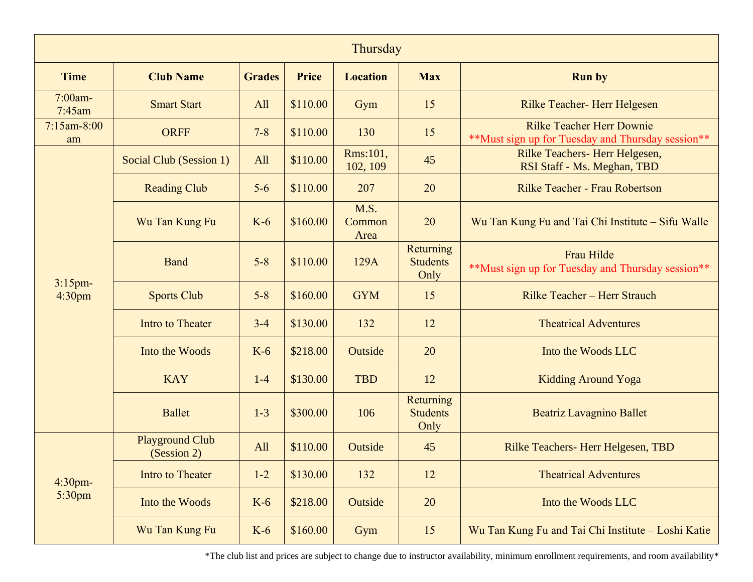| Thursday | | | | | | |
|---|---|---|---|---|---|---|
| **Time** | **Club Name** | **Grades** | **Price** | **Location** | **Max** | **Run by** |
| 7:00am-7:45am | Smart Start | All | $110.00 | Gym | 15 | Rilke Teacher- Herr Helgesen |
| 7:15am-8:00 am | ORFF | 7-8 | $110.00 | 130 | 15 | Rilke Teacher Herr Downie **Must sign up for Tuesday and Thursday session** |
| 3:15pm-4:30pm | Social Club (Session 1) | All | $110.00 | Rms:101, 102, 109 | 45 | Rilke Teachers- Herr Helgesen, RSI Staff - Ms. Meghan, TBD |
| | Reading Club | 5-6 | $110.00 | 207 | 20 | Rilke Teacher - Frau Robertson |
| | Wu Tan Kung Fu | K-6 | $160.00 | M.S. Common Area | 20 | Wu Tan Kung Fu and Tai Chi Institute – Sifu Walle |
| | Band | 5-8 | $110.00 | 129A | Returning Students Only | Frau Hilde **Must sign up for Tuesday and Thursday session** |
| | Sports Club | 5-8 | $160.00 | GYM | 15 | Rilke Teacher – Herr Strauch |
| | Intro to Theater | 3-4 | $130.00 | 132 | 12 | Theatrical Adventures |
| | Into the Woods | K-6 | $218.00 | Outside | 20 | Into the Woods LLC |
| | KAY | 1-4 | $130.00 | TBD | 12 | Kidding Around Yoga |
| | Ballet | 1-3 | $300.00 | 106 | Returning Students Only | Beatriz Lavagnino Ballet |
| 4:30pm-5:30pm | Playground Club (Session 2) | All | $110.00 | Outside | 45 | Rilke Teachers- Herr Helgesen, TBD |
| | Intro to Theater | 1-2 | $130.00 | 132 | 12 | Theatrical Adventures |
| | Into the Woods | K-6 | $218.00 | Outside | 20 | Into the Woods LLC |
| | Wu Tan Kung Fu | K-6 | $160.00 | Gym | 15 | Wu Tan Kung Fu and Tai Chi Institute – Loshi Katie |

*The club list and prices are subject to change due to instructor availability, minimum enrollment requirements, and room availability*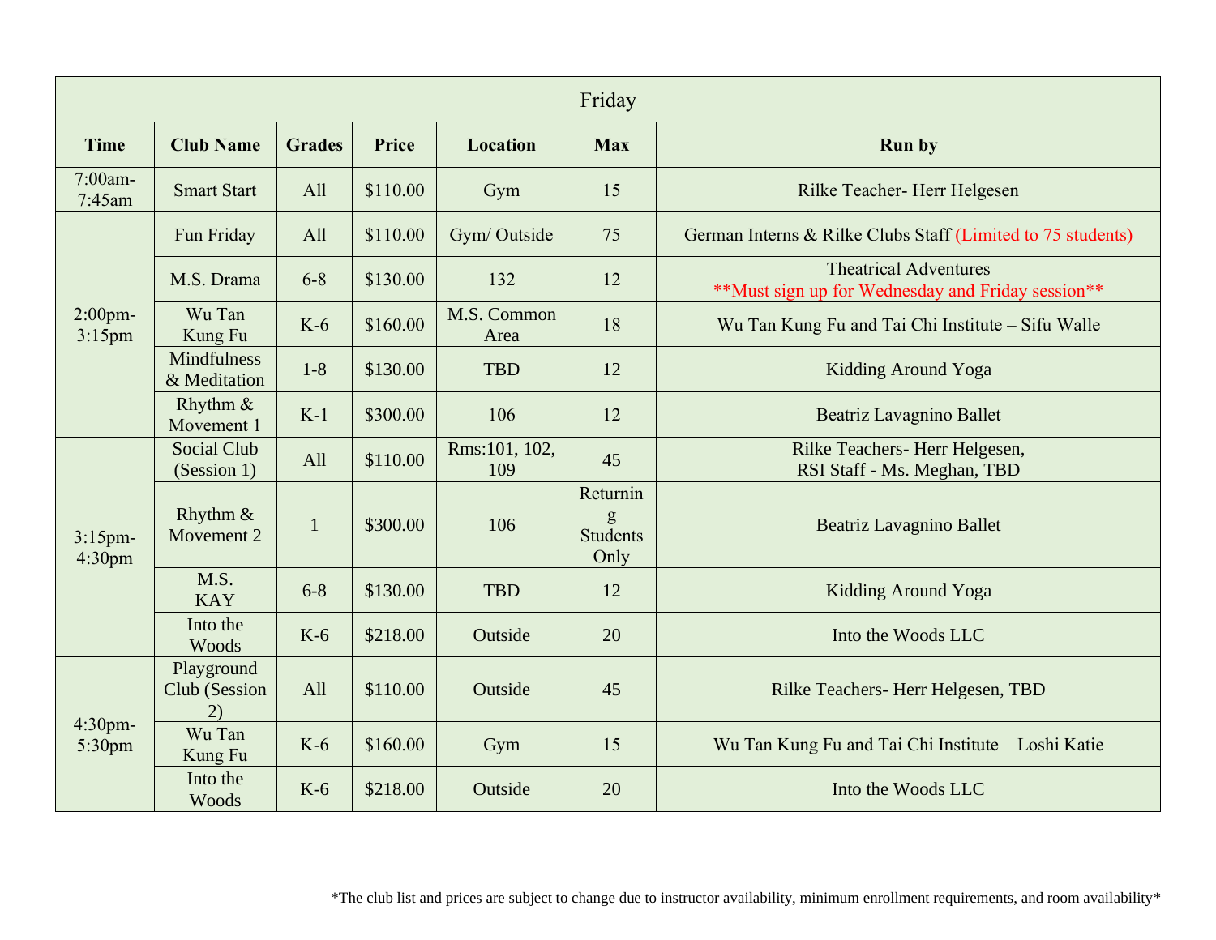| Friday | | | | | | |
|---|---|---|---|---|---|---|
| **Time** | **Club Name** | **Grades** | **Price** | **Location** | **Max** | **Run by** |
| 7:00am-7:45am | Smart Start | All | $110.00 | Gym | 15 | Rilke Teacher- Herr Helgesen |
| 2:00pm-3:15pm | Fun Friday | All | $110.00 | Gym/ Outside | 75 | German Interns & Rilke Clubs Staff (Limited to 75 students) |
| | M.S. Drama | 6-8 | $130.00 | 132 | 12 | Theatrical Adventures **Must sign up for Wednesday and Friday session** |
| | Wu Tan Kung Fu | K-6 | $160.00 | M.S. Common Area | 18 | Wu Tan Kung Fu and Tai Chi Institute – Sifu Walle |
| | Mindfulness & Meditation | 1-8 | $130.00 | TBD | 12 | Kidding Around Yoga |
| | Rhythm & Movement 1 | K-1 | $300.00 | 106 | 12 | Beatriz Lavagnino Ballet |
| 3:15pm-4:30pm | Social Club (Session 1) | All | $110.00 | Rms:101, 102, 109 | 45 | Rilke Teachers- Herr Helgesen, RSI Staff - Ms. Meghan, TBD |
| | Rhythm & Movement 2 | 1 | $300.00 | 106 | Returning Students Only | Beatriz Lavagnino Ballet |
| | M.S. KAY | 6-8 | $130.00 | TBD | 12 | Kidding Around Yoga |
| | Into the Woods | K-6 | $218.00 | Outside | 20 | Into the Woods LLC |
| 4:30pm-5:30pm | Playground Club (Session 2) | All | $110.00 | Outside | 45 | Rilke Teachers- Herr Helgesen, TBD |
| | Wu Tan Kung Fu | K-6 | $160.00 | Gym | 15 | Wu Tan Kung Fu and Tai Chi Institute – Loshi Katie |
| | Into the Woods | K-6 | $218.00 | Outside | 20 | Into the Woods LLC |

*The club list and prices are subject to change due to instructor availability, minimum enrollment requirements, and room availability*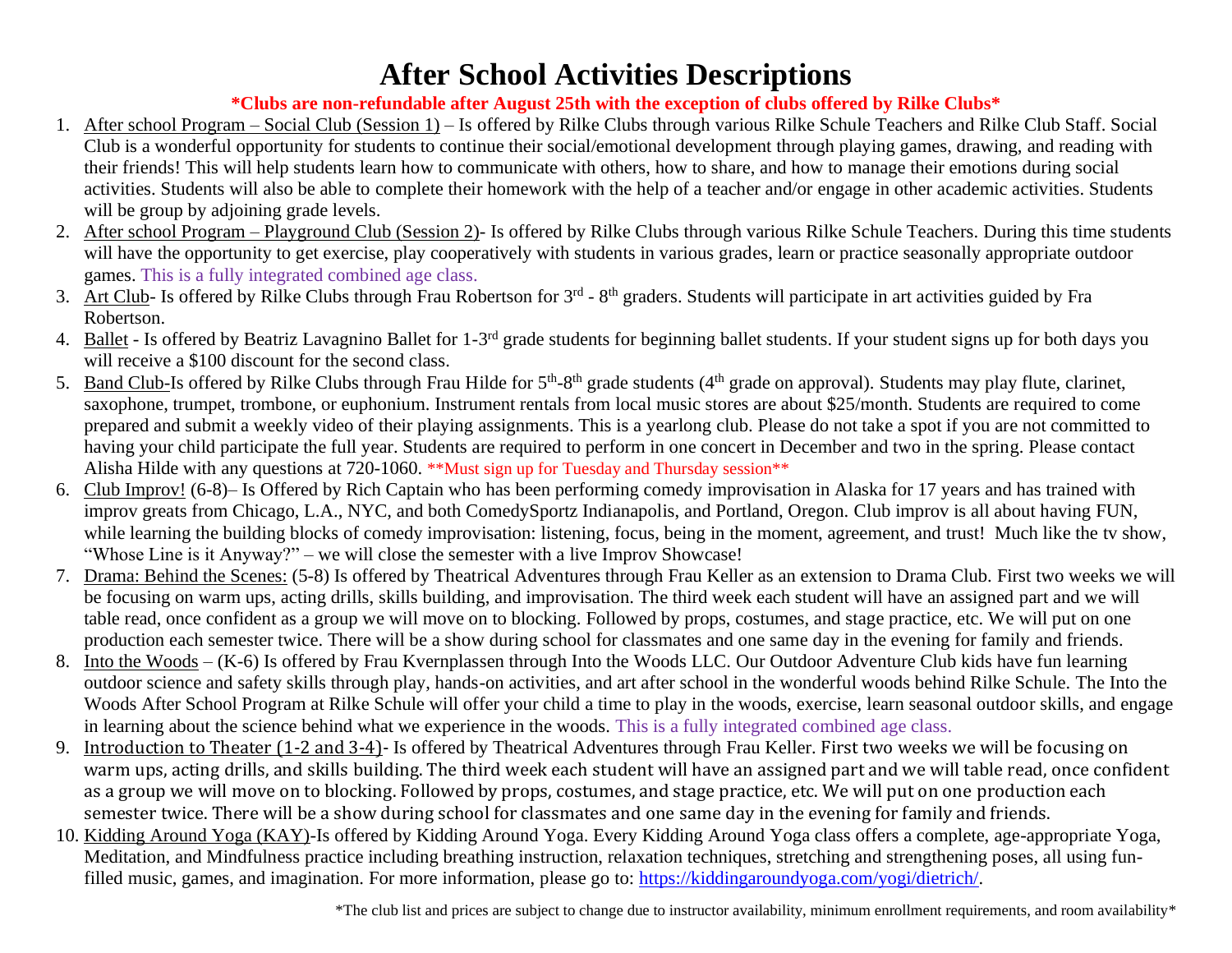# After School Activities Descriptions

**\*Clubs are non-refundable after August 25th with the exception of clubs offered by Rilke Clubs\***

1. After school Program – Social Club (Session 1) – Is offered by Rilke Clubs through various Rilke Schule Teachers and Rilke Club Staff. Social Club is a wonderful opportunity for students to continue their social/emotional development through playing games, drawing, and reading with their friends! This will help students learn how to communicate with others, how to share, and how to manage their emotions during social activities. Students will also be able to complete their homework with the help of a teacher and/or engage in other academic activities. Students will be group by adjoining grade levels.
2. After school Program – Playground Club (Session 2)- Is offered by Rilke Clubs through various Rilke Schule Teachers. During this time students will have the opportunity to get exercise, play cooperatively with students in various grades, learn or practice seasonally appropriate outdoor games. This is a fully integrated combined age class.
3. Art Club- Is offered by Rilke Clubs through Frau Robertson for 3rd - 8th graders. Students will participate in art activities guided by Fra Robertson.
4. Ballet - Is offered by Beatriz Lavagnino Ballet for 1-3rd grade students for beginning ballet students. If your student signs up for both days you will receive a $100 discount for the second class.
5. Band Club-Is offered by Rilke Clubs through Frau Hilde for 5th-8th grade students (4th grade on approval). Students may play flute, clarinet, saxophone, trumpet, trombone, or euphonium. Instrument rentals from local music stores are about $25/month. Students are required to come prepared and submit a weekly video of their playing assignments. This is a yearlong club. Please do not take a spot if you are not committed to having your child participate the full year. Students are required to perform in one concert in December and two in the spring. Please contact Alisha Hilde with any questions at 720-1060. \*\*Must sign up for Tuesday and Thursday session\*\*
6. Club Improv! (6-8)– Is Offered by Rich Captain who has been performing comedy improvisation in Alaska for 17 years and has trained with improv greats from Chicago, L.A., NYC, and both ComedySportz Indianapolis, and Portland, Oregon. Club improv is all about having FUN, while learning the building blocks of comedy improvisation: listening, focus, being in the moment, agreement, and trust! Much like the tv show, "Whose Line is it Anyway?" – we will close the semester with a live Improv Showcase!
7. Drama: Behind the Scenes: (5-8) Is offered by Theatrical Adventures through Frau Keller as an extension to Drama Club. First two weeks we will be focusing on warm ups, acting drills, skills building, and improvisation. The third week each student will have an assigned part and we will table read, once confident as a group we will move on to blocking. Followed by props, costumes, and stage practice, etc. We will put on one production each semester twice. There will be a show during school for classmates and one same day in the evening for family and friends.
8. Into the Woods – (K-6) Is offered by Frau Kvernplassen through Into the Woods LLC. Our Outdoor Adventure Club kids have fun learning outdoor science and safety skills through play, hands-on activities, and art after school in the wonderful woods behind Rilke Schule. The Into the Woods After School Program at Rilke Schule will offer your child a time to play in the woods, exercise, learn seasonal outdoor skills, and engage in learning about the science behind what we experience in the woods. This is a fully integrated combined age class.
9. Introduction to Theater (1-2 and 3-4)- Is offered by Theatrical Adventures through Frau Keller. First two weeks we will be focusing on warm ups, acting drills, and skills building. The third week each student will have an assigned part and we will table read, once confident as a group we will move on to blocking. Followed by props, costumes, and stage practice, etc. We will put on one production each semester twice. There will be a show during school for classmates and one same day in the evening for family and friends.
10. Kidding Around Yoga (KAY)-Is offered by Kidding Around Yoga. Every Kidding Around Yoga class offers a complete, age-appropriate Yoga, Meditation, and Mindfulness practice including breathing instruction, relaxation techniques, stretching and strengthening poses, all using fun-filled music, games, and imagination. For more information, please go to: https://kiddingaroundyoga.com/yogi/dietrich/.

\*The club list and prices are subject to change due to instructor availability, minimum enrollment requirements, and room availability\*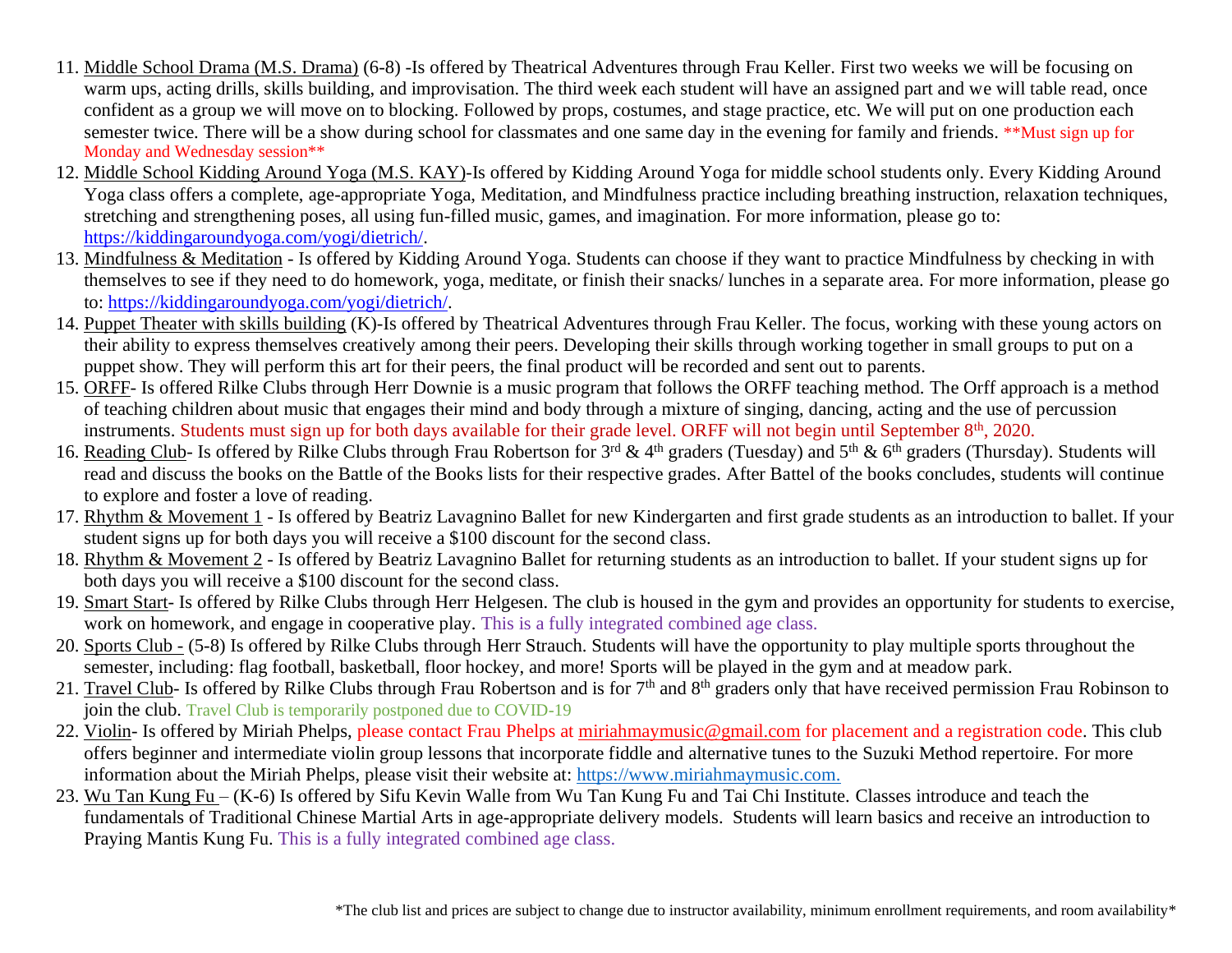11. Middle School Drama (M.S. Drama) (6-8) -Is offered by Theatrical Adventures through Frau Keller. First two weeks we will be focusing on warm ups, acting drills, skills building, and improvisation. The third week each student will have an assigned part and we will table read, once confident as a group we will move on to blocking. Followed by props, costumes, and stage practice, etc. We will put on one production each semester twice. There will be a show during school for classmates and one same day in the evening for family and friends. **Must sign up for Monday and Wednesday session**
12. Middle School Kidding Around Yoga (M.S. KAY)-Is offered by Kidding Around Yoga for middle school students only. Every Kidding Around Yoga class offers a complete, age-appropriate Yoga, Meditation, and Mindfulness practice including breathing instruction, relaxation techniques, stretching and strengthening poses, all using fun-filled music, games, and imagination. For more information, please go to: https://kiddingaroundyoga.com/yogi/dietrich/.
13. Mindfulness & Meditation - Is offered by Kidding Around Yoga. Students can choose if they want to practice Mindfulness by checking in with themselves to see if they need to do homework, yoga, meditate, or finish their snacks/ lunches in a separate area. For more information, please go to: https://kiddingaroundyoga.com/yogi/dietrich/.
14. Puppet Theater with skills building (K)-Is offered by Theatrical Adventures through Frau Keller. The focus, working with these young actors on their ability to express themselves creatively among their peers. Developing their skills through working together in small groups to put on a puppet show. They will perform this art for their peers, the final product will be recorded and sent out to parents.
15. ORFF- Is offered Rilke Clubs through Herr Downie is a music program that follows the ORFF teaching method. The Orff approach is a method of teaching children about music that engages their mind and body through a mixture of singing, dancing, acting and the use of percussion instruments. Students must sign up for both days available for their grade level. ORFF will not begin until September 8th, 2020.
16. Reading Club- Is offered by Rilke Clubs through Frau Robertson for 3rd & 4th graders (Tuesday) and 5th & 6th graders (Thursday). Students will read and discuss the books on the Battle of the Books lists for their respective grades. After Battel of the books concludes, students will continue to explore and foster a love of reading.
17. Rhythm & Movement 1 - Is offered by Beatriz Lavagnino Ballet for new Kindergarten and first grade students as an introduction to ballet. If your student signs up for both days you will receive a $100 discount for the second class.
18. Rhythm & Movement 2 - Is offered by Beatriz Lavagnino Ballet for returning students as an introduction to ballet. If your student signs up for both days you will receive a $100 discount for the second class.
19. Smart Start- Is offered by Rilke Clubs through Herr Helgesen. The club is housed in the gym and provides an opportunity for students to exercise, work on homework, and engage in cooperative play. This is a fully integrated combined age class.
20. Sports Club - (5-8) Is offered by Rilke Clubs through Herr Strauch. Students will have the opportunity to play multiple sports throughout the semester, including: flag football, basketball, floor hockey, and more! Sports will be played in the gym and at meadow park.
21. Travel Club- Is offered by Rilke Clubs through Frau Robertson and is for 7th and 8th graders only that have received permission Frau Robinson to join the club. Travel Club is temporarily postponed due to COVID-19
22. Violin- Is offered by Miriah Phelps, please contact Frau Phelps at miriahmaymusic@gmail.com for placement and a registration code. This club offers beginner and intermediate violin group lessons that incorporate fiddle and alternative tunes to the Suzuki Method repertoire. For more information about the Miriah Phelps, please visit their website at: https://www.miriahmaymusic.com.
23. Wu Tan Kung Fu – (K-6) Is offered by Sifu Kevin Walle from Wu Tan Kung Fu and Tai Chi Institute. Classes introduce and teach the fundamentals of Traditional Chinese Martial Arts in age-appropriate delivery models. Students will learn basics and receive an introduction to Praying Mantis Kung Fu. This is a fully integrated combined age class.

*The club list and prices are subject to change due to instructor availability, minimum enrollment requirements, and room availability*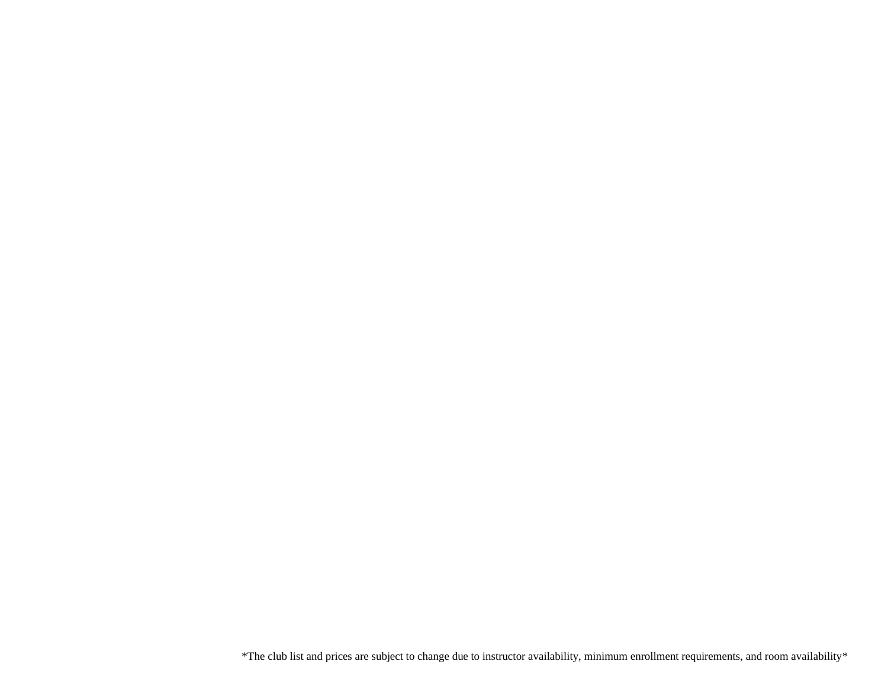*The club list and prices are subject to change due to instructor availability, minimum enrollment requirements, and room availability*